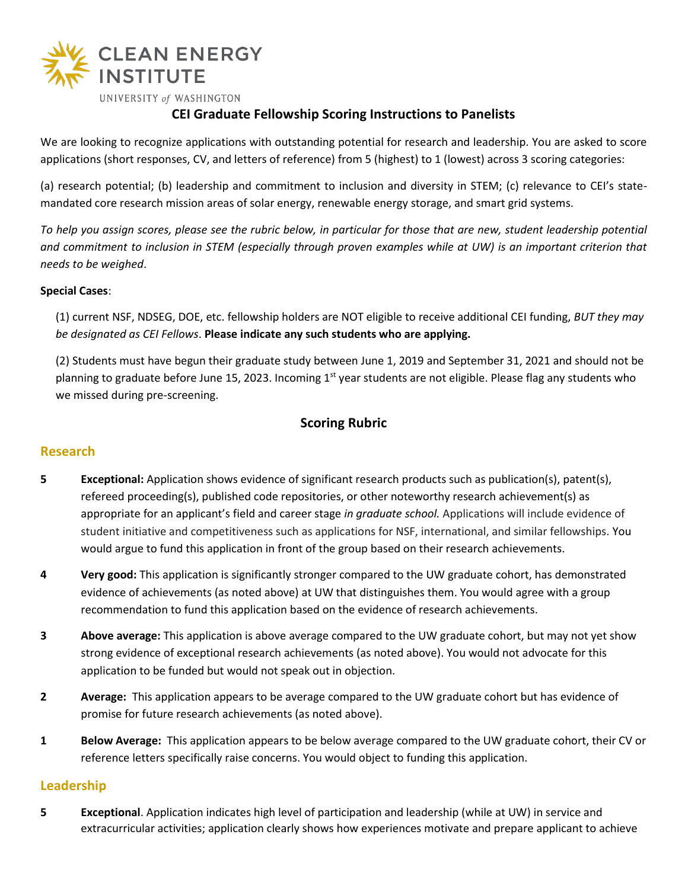CLEAN ENERGY INSTITUTE

UNIVERSITY of WASHINGTON

## CEI Graduate Fellowship Scoring Instructions to Panelists

We are looking to recognize applications with outstanding potential for research and leadership. You are asked to score applications (short responses, CV, and letters of reference) from 5 (highest) to 1 (lowest) across 3 scoring categories:

(a) research potential; (b) leadership and commitment to inclusion and diversity in STEM; (c) relevance to CEI's state-mandated core research mission areas of solar energy, renewable energy storage, and smart grid systems.

*To help you assign scores, please see the rubric below, in particular for those that are new, student leadership potential and commitment to inclusion in STEM (especially through proven examples while at UW) is an important criterion that needs to be weighed*.

**Special Cases**:

(1) current NSF, NDSEG, DOE, etc. fellowship holders are NOT eligible to receive additional CEI funding, *BUT they may be designated as CEI Fellows*. **Please indicate any such students who are applying.**

(2) Students must have begun their graduate study between June 1, 2019 and September 31, 2021 and should not be planning to graduate before June 15, 2023. Incoming 1st year students are not eligible. Please flag any students who we missed during pre-screening.

## Scoring Rubric

### Research

**5** **Exceptional:** Application shows evidence of significant research products such as publication(s), patent(s), refereed proceeding(s), published code repositories, or other noteworthy research achievement(s) as appropriate for an applicant's field and career stage *in graduate school.* Applications will include evidence of student initiative and competitiveness such as applications for NSF, international, and similar fellowships. You would argue to fund this application in front of the group based on their research achievements.

**4** **Very good:** This application is significantly stronger compared to the UW graduate cohort, has demonstrated evidence of achievements (as noted above) at UW that distinguishes them. You would agree with a group recommendation to fund this application based on the evidence of research achievements.

**3** **Above average:** This application is above average compared to the UW graduate cohort, but may not yet show strong evidence of exceptional research achievements (as noted above). You would not advocate for this application to be funded but would not speak out in objection.

**2** **Average:** This application appears to be average compared to the UW graduate cohort but has evidence of promise for future research achievements (as noted above).

**1** **Below Average:** This application appears to be below average compared to the UW graduate cohort, their CV or reference letters specifically raise concerns. You would object to funding this application.

### Leadership

**5** **Exceptional**. Application indicates high level of participation and leadership (while at UW) in service and extracurricular activities; application clearly shows how experiences motivate and prepare applicant to achieve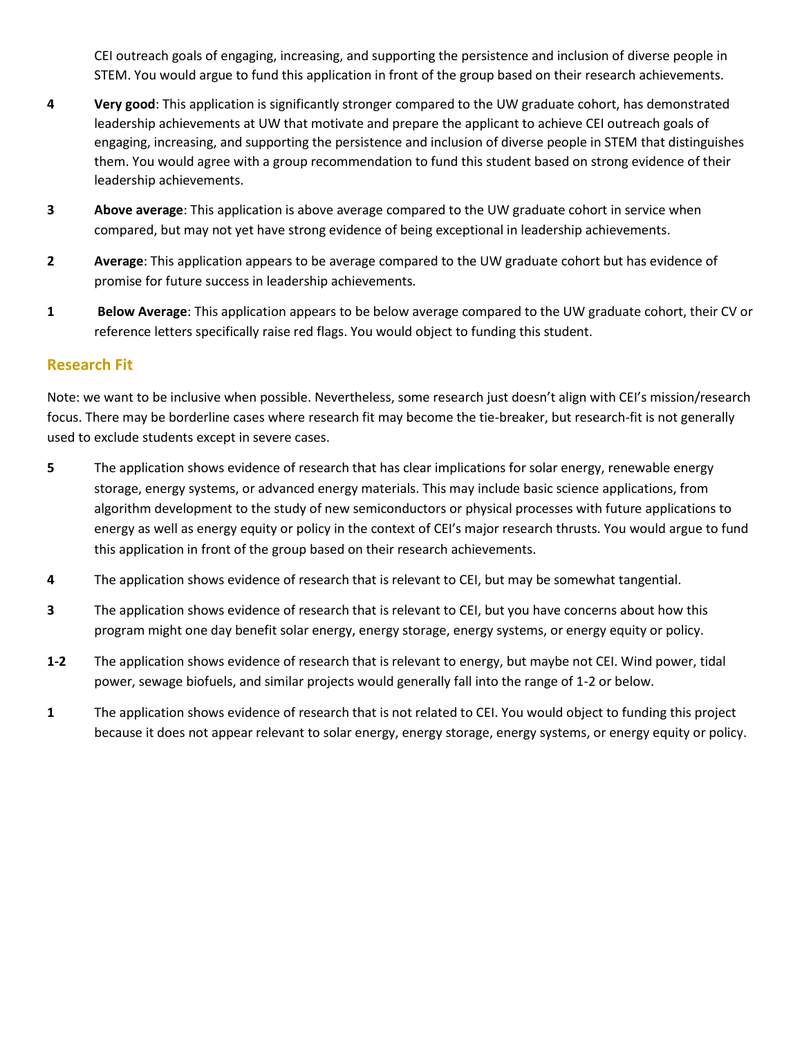CEI outreach goals of engaging, increasing, and supporting the persistence and inclusion of diverse people in STEM. You would argue to fund this application in front of the group based on their research achievements.

**4** **Very good**: This application is significantly stronger compared to the UW graduate cohort, has demonstrated leadership achievements at UW that motivate and prepare the applicant to achieve CEI outreach goals of engaging, increasing, and supporting the persistence and inclusion of diverse people in STEM that distinguishes them. You would agree with a group recommendation to fund this student based on strong evidence of their leadership achievements.

**3** **Above average**: This application is above average compared to the UW graduate cohort in service when compared, but may not yet have strong evidence of being exceptional in leadership achievements.

**2** **Average**: This application appears to be average compared to the UW graduate cohort but has evidence of promise for future success in leadership achievements.

**1** **Below Average**: This application appears to be below average compared to the UW graduate cohort, their CV or reference letters specifically raise red flags. You would object to funding this student.

## Research Fit

Note: we want to be inclusive when possible. Nevertheless, some research just doesn't align with CEI's mission/research focus. There may be borderline cases where research fit may become the tie-breaker, but research-fit is not generally used to exclude students except in severe cases.

**5** The application shows evidence of research that has clear implications for solar energy, renewable energy storage, energy systems, or advanced energy materials. This may include basic science applications, from algorithm development to the study of new semiconductors or physical processes with future applications to energy as well as energy equity or policy in the context of CEI's major research thrusts. You would argue to fund this application in front of the group based on their research achievements.

**4** The application shows evidence of research that is relevant to CEI, but may be somewhat tangential.

**3** The application shows evidence of research that is relevant to CEI, but you have concerns about how this program might one day benefit solar energy, energy storage, energy systems, or energy equity or policy.

**1-2** The application shows evidence of research that is relevant to energy, but maybe not CEI. Wind power, tidal power, sewage biofuels, and similar projects would generally fall into the range of 1-2 or below.

**1** The application shows evidence of research that is not related to CEI. You would object to funding this project because it does not appear relevant to solar energy, energy storage, energy systems, or energy equity or policy.